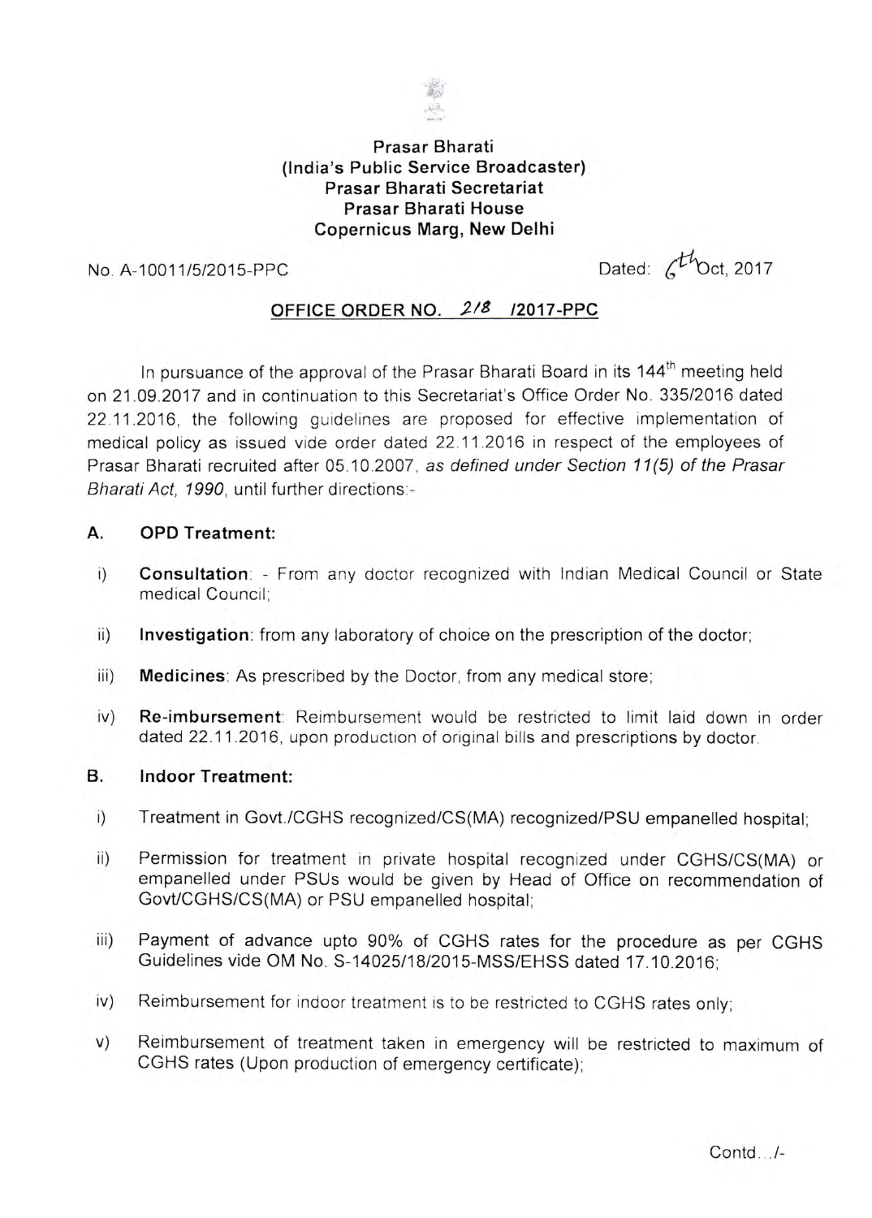**Prasar Bharati**
**(India's Public Service Broadcaster)**
**Prasar Bharati Secretariat**
**Prasar Bharati House**
**Copernicus Marg, New Delhi**

No. A-10011/5/2015-PPC

Dated: 6th Oct, 2017

## OFFICE ORDER NO. 218 /2017-PPC

In pursuance of the approval of the Prasar Bharati Board in its 144th meeting held on 21.09.2017 and in continuation to this Secretariat's Office Order No. 335/2016 dated 22.11.2016, the following guidelines are proposed for effective implementation of medical policy as issued vide order dated 22.11.2016 in respect of the employees of Prasar Bharati recruited after 05.10.2007, *as defined under Section 11(5) of the Prasar Bharati Act, 1990*, until further directions:-

### A. OPD Treatment:

i) **Consultation**: - From any doctor recognized with Indian Medical Council or State medical Council;

ii) **Investigation**: from any laboratory of choice on the prescription of the doctor;

iii) **Medicines**: As prescribed by the Doctor, from any medical store;

iv) **Re-imbursement**: Reimbursement would be restricted to limit laid down in order dated 22.11.2016, upon production of original bills and prescriptions by doctor.

### B. Indoor Treatment:

i) Treatment in Govt./CGHS recognized/CS(MA) recognized/PSU empanelled hospital;

ii) Permission for treatment in private hospital recognized under CGHS/CS(MA) or empanelled under PSUs would be given by Head of Office on recommendation of Govt/CGHS/CS(MA) or PSU empanelled hospital;

iii) Payment of advance upto 90% of CGHS rates for the procedure as per CGHS Guidelines vide OM No. S-14025/18/2015-MSS/EHSS dated 17.10.2016;

iv) Reimbursement for indoor treatment is to be restricted to CGHS rates only;

v) Reimbursement of treatment taken in emergency will be restricted to maximum of CGHS rates (Upon production of emergency certificate);

Contd.../-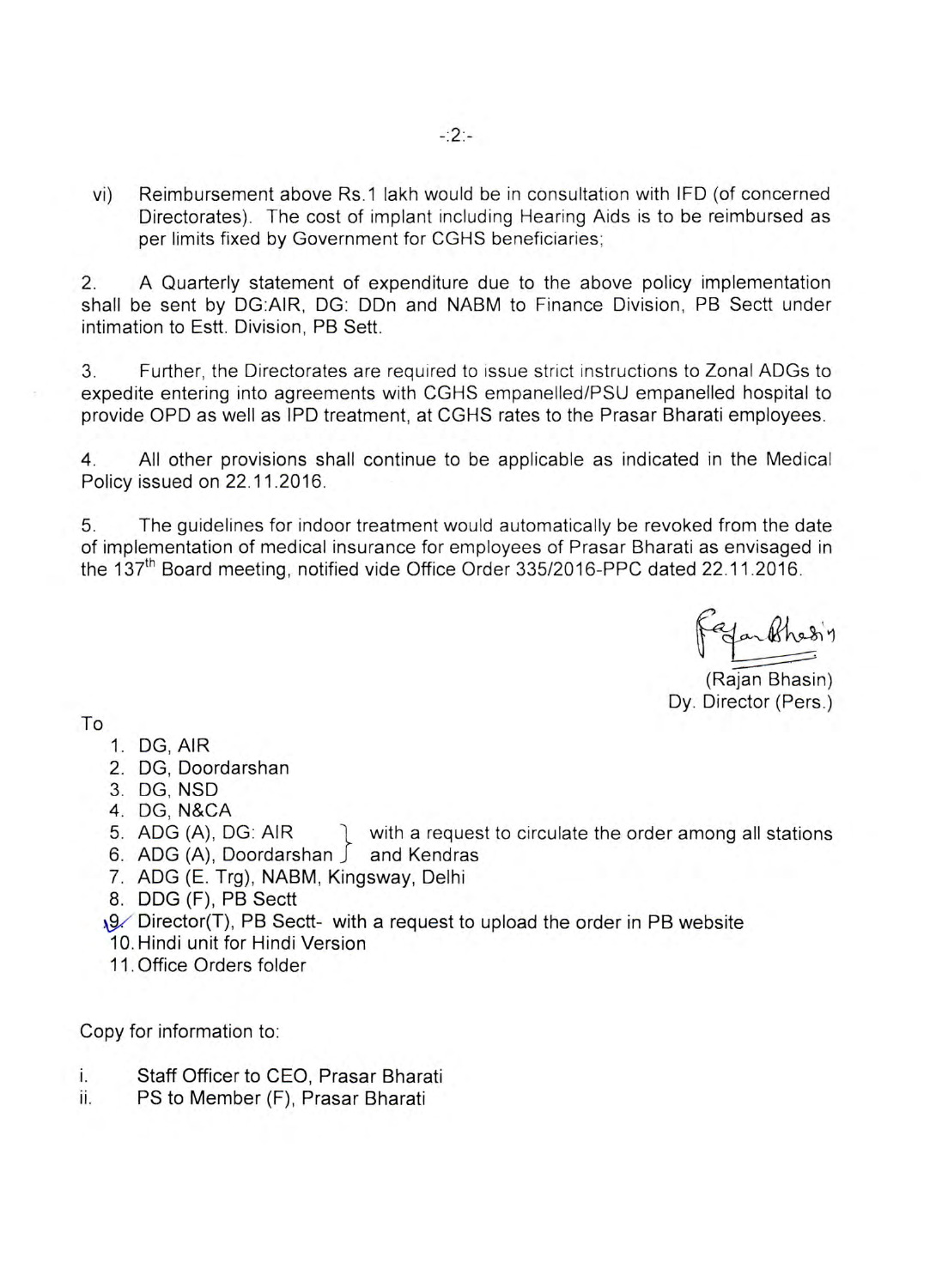vi) Reimbursement above Rs.1 lakh would be in consultation with IFD (of concerned Directorates). The cost of implant including Hearing Aids is to be reimbursed as per limits fixed by Government for CGHS beneficiaries;

2. A Quarterly statement of expenditure due to the above policy implementation shall be sent by DG:AIR, DG: DDn and NABM to Finance Division, PB Sectt under intimation to Estt. Division, PB Sett.

3. Further, the Directorates are required to issue strict instructions to Zonal ADGs to expedite entering into agreements with CGHS empanelled/PSU empanelled hospital to provide OPD as well as IPD treatment, at CGHS rates to the Prasar Bharati employees.

4. All other provisions shall continue to be applicable as indicated in the Medical Policy issued on 22.11.2016.

5. The guidelines for indoor treatment would automatically be revoked from the date of implementation of medical insurance for employees of Prasar Bharati as envisaged in the 137th Board meeting, notified vide Office Order 335/2016-PPC dated 22.11.2016.

(Rajan Bhasin)
Dy. Director (Pers.)

To

1. DG, AIR
2. DG, Doordarshan
3. DG, NSD
4. DG, N&CA
5. ADG (A), DG: AIR } with a request to circulate the order among all stations
6. ADG (A), Doordarshan } and Kendras
7. ADG (E. Trg), NABM, Kingsway, Delhi
8. DDG (F), PB Sectt
9. Director(T), PB Sectt- with a request to upload the order in PB website
10. Hindi unit for Hindi Version
11. Office Orders folder

Copy for information to:

i. Staff Officer to CEO, Prasar Bharati
ii. PS to Member (F), Prasar Bharati